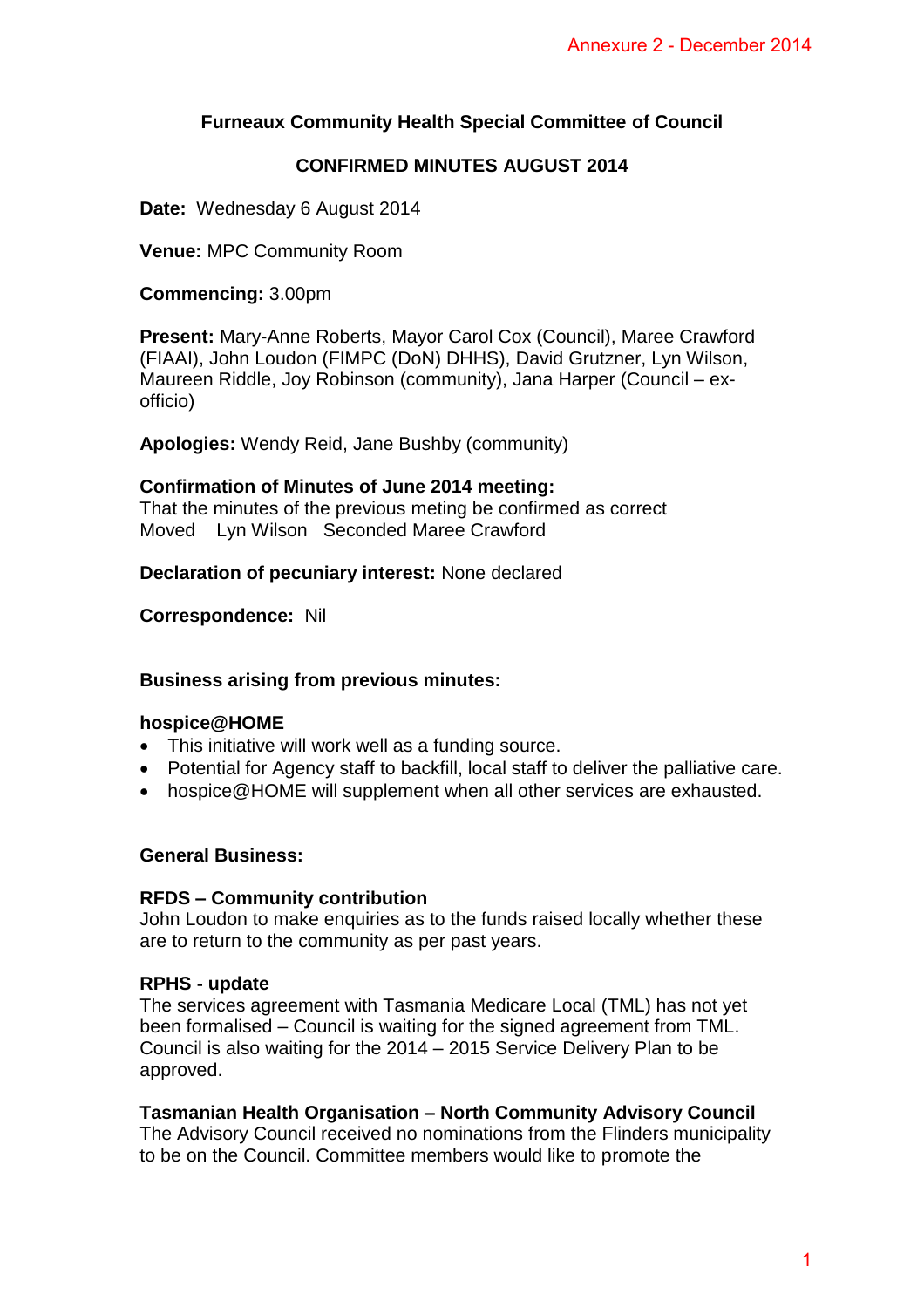Annexure 2 - December 2014

# Furneaux Community Health Special Committee of Council

## CONFIRMED MINUTES AUGUST 2014

**Date:** Wednesday 6 August 2014

**Venue:** MPC Community Room

**Commencing:** 3.00pm

**Present:** Mary-Anne Roberts, Mayor Carol Cox (Council), Maree Crawford (FIAAI), John Loudon (FIMPC (DoN) DHHS), David Grutzner, Lyn Wilson, Maureen Riddle, Joy Robinson (community), Jana Harper (Council – ex-officio)

**Apologies:** Wendy Reid, Jane Bushby (community)

**Confirmation of Minutes of June 2014 meeting:**
That the minutes of the previous meting be confirmed as correct
Moved Lyn Wilson Seconded Maree Crawford

**Declaration of pecuniary interest:** None declared

**Correspondence:** Nil

**Business arising from previous minutes:**

**hospice@HOME**

- This initiative will work well as a funding source.
- Potential for Agency staff to backfill, local staff to deliver the palliative care.
- hospice@HOME will supplement when all other services are exhausted.

**General Business:**

**RFDS – Community contribution**
John Loudon to make enquiries as to the funds raised locally whether these are to return to the community as per past years.

**RPHS - update**
The services agreement with Tasmania Medicare Local (TML) has not yet been formalised – Council is waiting for the signed agreement from TML. Council is also waiting for the 2014 – 2015 Service Delivery Plan to be approved.

**Tasmanian Health Organisation – North Community Advisory Council**
The Advisory Council received no nominations from the Flinders municipality to be on the Council. Committee members would like to promote the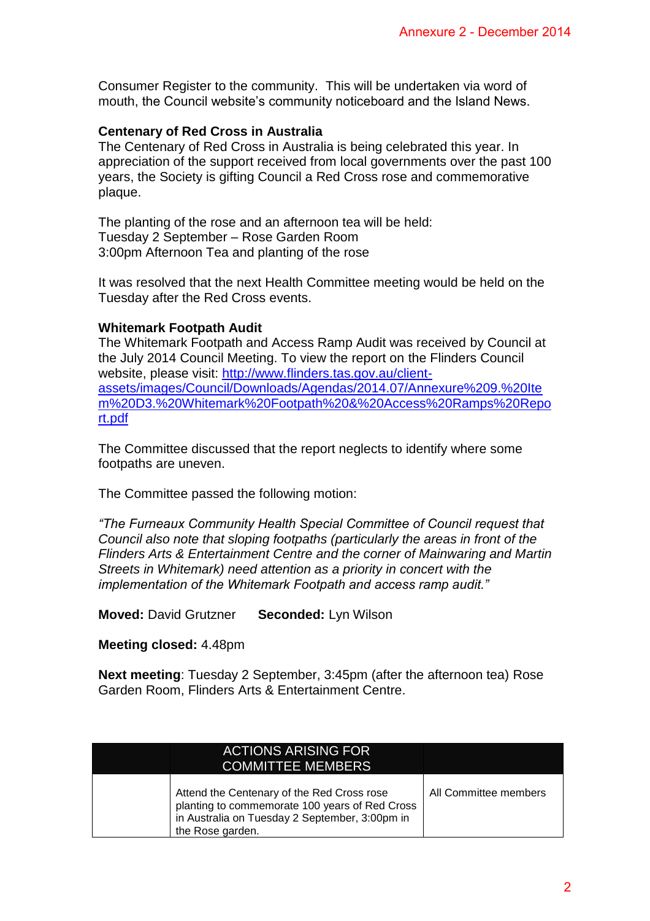Consumer Register to the community. This will be undertaken via word of mouth, the Council website's community noticeboard and the Island News.

**Centenary of Red Cross in Australia**
The Centenary of Red Cross in Australia is being celebrated this year. In appreciation of the support received from local governments over the past 100 years, the Society is gifting Council a Red Cross rose and commemorative plaque.

The planting of the rose and an afternoon tea will be held:
Tuesday 2 September – Rose Garden Room
3:00pm Afternoon Tea and planting of the rose

It was resolved that the next Health Committee meeting would be held on the Tuesday after the Red Cross events.

**Whitemark Footpath Audit**
The Whitemark Footpath and Access Ramp Audit was received by Council at the July 2014 Council Meeting. To view the report on the Flinders Council website, please visit: [http://www.flinders.tas.gov.au/client-assets/images/Council/Downloads/Agendas/2014.07/Annexure%209.%20Item%20D3.%20Whitemark%20Footpath%20&%20Access%20Ramps%20Report.pdf](http://www.flinders.tas.gov.au/client-assets/images/Council/Downloads/Agendas/2014.07/Annexure%209.%20Item%20D3.%20Whitemark%20Footpath%20&%20Access%20Ramps%20Report.pdf)

The Committee discussed that the report neglects to identify where some footpaths are uneven.

The Committee passed the following motion:

*"The Furneaux Community Health Special Committee of Council request that Council also note that sloping footpaths (particularly the areas in front of the Flinders Arts & Entertainment Centre and the corner of Mainwaring and Martin Streets in Whitemark) need attention as a priority in concert with the implementation of the Whitemark Footpath and access ramp audit."*

**Moved:** David Grutzner **Seconded:** Lyn Wilson

**Meeting closed:** 4.48pm

**Next meeting**: Tuesday 2 September, 3:45pm (after the afternoon tea) Rose Garden Room, Flinders Arts & Entertainment Centre.

| | ACTIONS ARISING FOR COMMITTEE MEMBERS | |
|---|---|---|
| | Attend the Centenary of the Red Cross rose planting to commemorate 100 years of Red Cross in Australia on Tuesday 2 September, 3:00pm in the Rose garden. | All Committee members |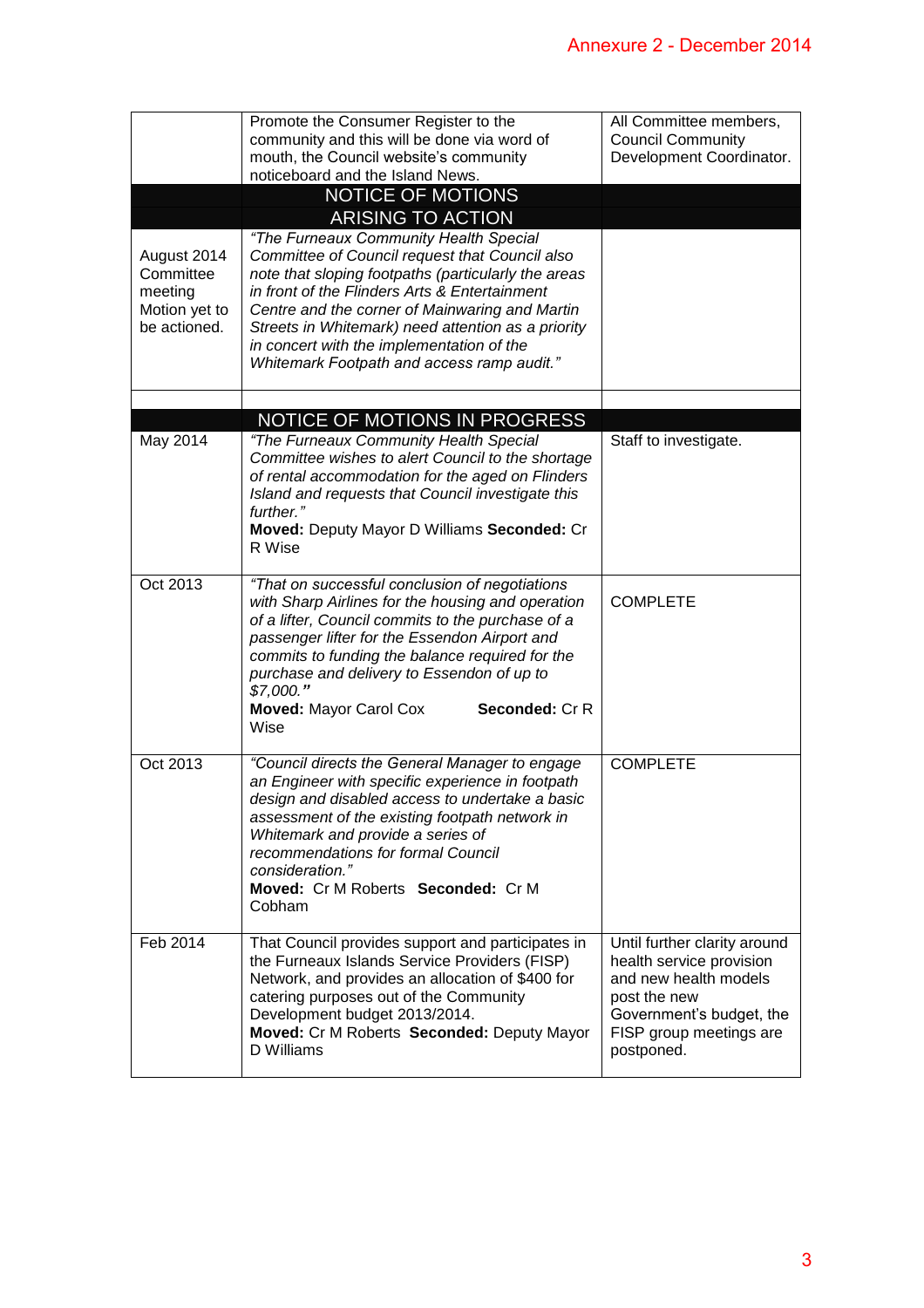| | | |
|---|---|---|
| | Promote the Consumer Register to the community and this will be done via word of mouth, the Council website's community noticeboard and the Island News. | All Committee members, Council Community Development Coordinator. |
| | **NOTICE OF MOTIONS ARISING TO ACTION** | |
| August 2014 Committee meeting Motion yet to be actioned. | *"The Furneaux Community Health Special Committee of Council request that Council also note that sloping footpaths (particularly the areas in front of the Flinders Arts & Entertainment Centre and the corner of Mainwaring and Martin Streets in Whitemark) need attention as a priority in concert with the implementation of the Whitemark Footpath and access ramp audit."* | |
| | | |
| | **NOTICE OF MOTIONS IN PROGRESS** | |
| May 2014 | *"The Furneaux Community Health Special Committee wishes to alert Council to the shortage of rental accommodation for the aged on Flinders Island and requests that Council investigate this further."* **Moved:** Deputy Mayor D Williams **Seconded:** Cr R Wise | Staff to investigate. |
| Oct 2013 | *"That on successful conclusion of negotiations with Sharp Airlines for the housing and operation of a lifter, Council commits to the purchase of a passenger lifter for the Essendon Airport and commits to funding the balance required for the purchase and delivery to Essendon of up to $7,000."* **Moved:** Mayor Carol Cox **Seconded:** Cr R Wise | COMPLETE |
| Oct 2013 | *"Council directs the General Manager to engage an Engineer with specific experience in footpath design and disabled access to undertake a basic assessment of the existing footpath network in Whitemark and provide a series of recommendations for formal Council consideration."* **Moved:** Cr M Roberts **Seconded:** Cr M Cobham | COMPLETE |
| Feb 2014 | That Council provides support and participates in the Furneaux Islands Service Providers (FISP) Network, and provides an allocation of $400 for catering purposes out of the Community Development budget 2013/2014. **Moved:** Cr M Roberts **Seconded:** Deputy Mayor D Williams | Until further clarity around health service provision and new health models post the new Government's budget, the FISP group meetings are postponed. |